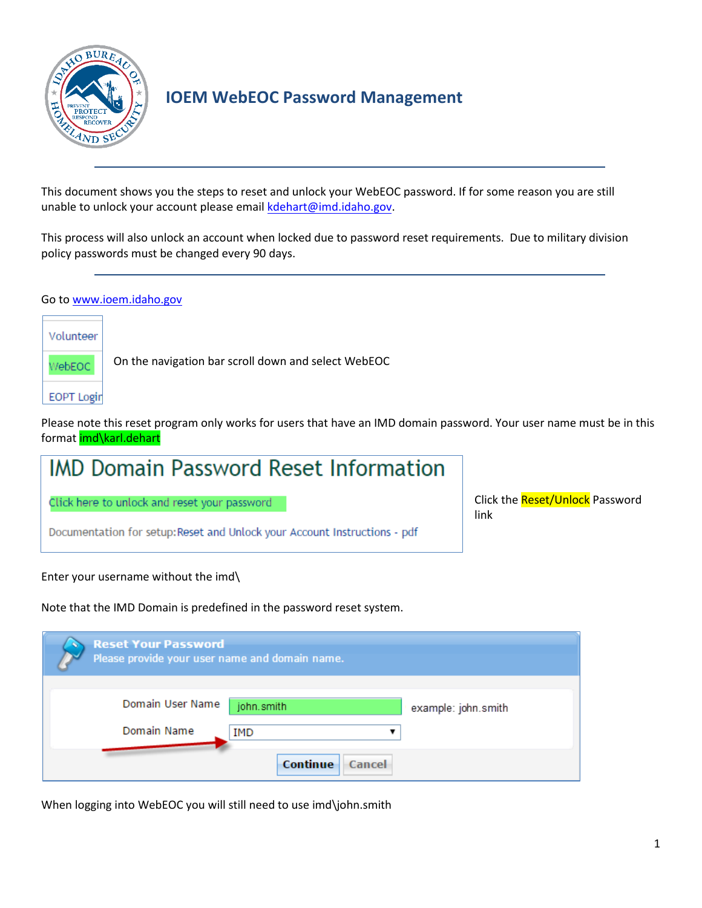# IOEM WebEOC Password Management

This document shows you the steps to reset and unlock your WebEOC password. If for some reason you are still unable to unlock your account please email kdehart@imd.idaho.gov.

This process will also unlock an account when locked due to password reset requirements. Due to military division policy passwords must be changed every 90 days.

Go to www.ioem.idaho.gov

On the navigation bar scroll down and select WebEOC

Please note this reset program only works for users that have an IMD domain password. Your user name must be in this format imd\karl.dehart

Click the Reset/Unlock Password link

Enter your username without the imd\

Note that the IMD Domain is predefined in the password reset system.

When logging into WebEOC you will still need to use imd\john.smith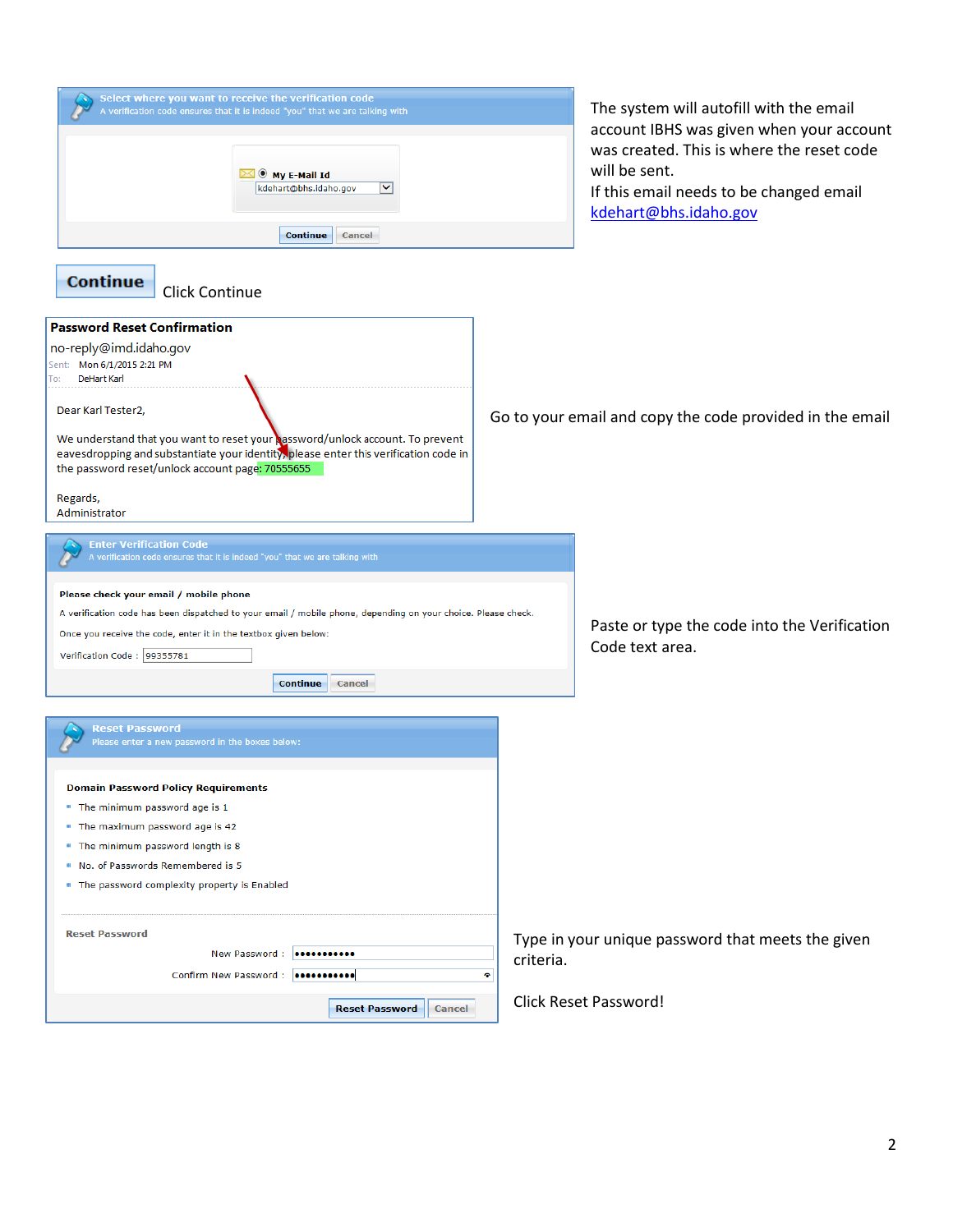**Select where you want to receive the verification code**

A verification code ensures that it is indeed "you" that we are talking with

My E-Mail Id

kdehart@bhs.idaho.gov

Continue Cancel

The system will autofill with the email account IBHS was given when your account was created. This is where the reset code will be sent.

If this email needs to be changed email kdehart@bhs.idaho.gov

**Continue** Click Continue

**Password Reset Confirmation**

no-reply@imd.idaho.gov

Sent: Mon 6/1/2015 2:21 PM

To: DeHart Karl

Dear Karl Tester2,

We understand that you want to reset your password/unlock account. To prevent eavesdropping and substantiate your identity, please enter this verification code in the password reset/unlock account page: 70555655

Regards,

Administrator

Go to your email and copy the code provided in the email

**Enter Verification Code**

A verification code ensures that it is indeed "you" that we are talking with

**Please check your email / mobile phone**

A verification code has been dispatched to your email / mobile phone, depending on your choice. Please check.

Once you receive the code, enter it in the textbox given below:

Verification Code : 99355781

Continue Cancel

Paste or type the code into the Verification Code text area.

**Reset Password**

Please enter a new password in the boxes below:

**Domain Password Policy Requirements**

- The minimum password age is 1
- The maximum password age is 42
- The minimum password length is 8
- No. of Passwords Remembered is 5
- The password complexity property is Enabled

**Reset Password**

New Password : ••••••••••••

Confirm New Password : ••••••••••••

Reset Password Cancel

Type in your unique password that meets the given criteria.

Click Reset Password!